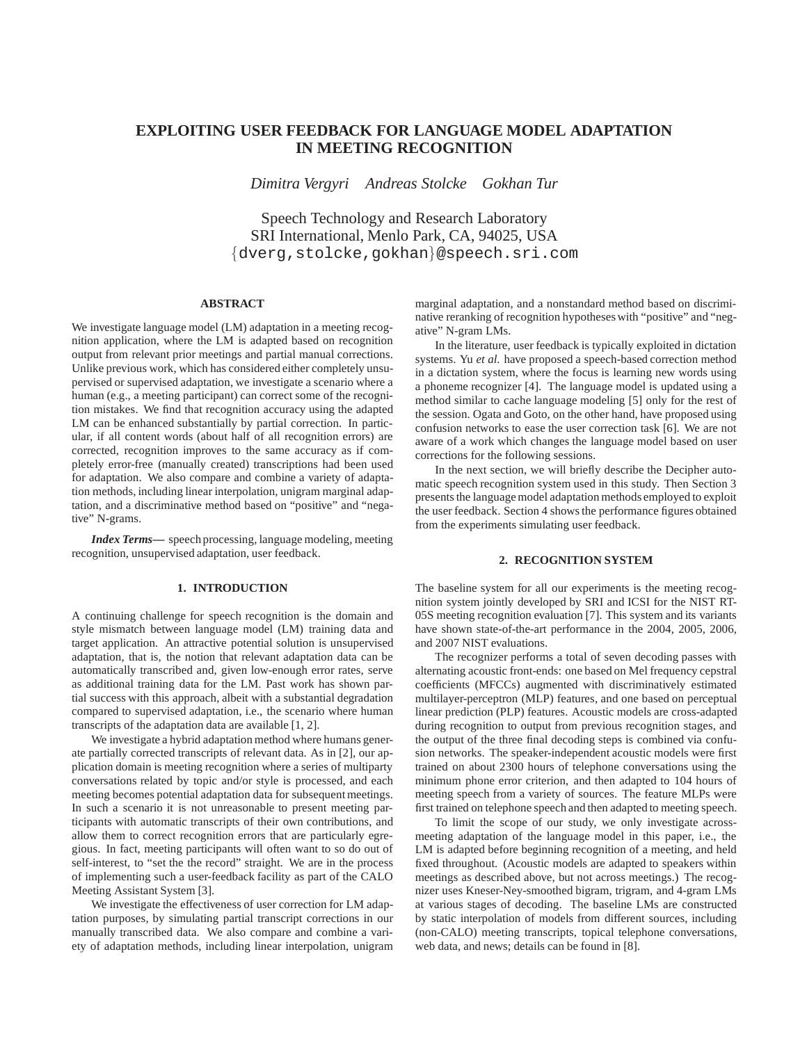# EXPLOITING USER FEEDBACK FOR LANGUAGE MODEL ADAPTATION IN MEETING RECOGNITION

*Dimitra Vergyri    Andreas Stolcke    Gokhan Tur*

Speech Technology and Research Laboratory
SRI International, Menlo Park, CA, 94025, USA
{dverg,stolcke,gokhan}@speech.sri.com

### ABSTRACT

We investigate language model (LM) adaptation in a meeting recognition application, where the LM is adapted based on recognition output from relevant prior meetings and partial manual corrections. Unlike previous work, which has considered either completely unsupervised or supervised adaptation, we investigate a scenario where a human (e.g., a meeting participant) can correct some of the recognition mistakes. We find that recognition accuracy using the adapted LM can be enhanced substantially by partial correction. In particular, if all content words (about half of all recognition errors) are corrected, recognition improves to the same accuracy as if completely error-free (manually created) transcriptions had been used for adaptation. We also compare and combine a variety of adaptation methods, including linear interpolation, unigram marginal adaptation, and a discriminative method based on "positive" and "negative" N-grams.

***Index Terms*—** speech processing, language modeling, meeting recognition, unsupervised adaptation, user feedback.

## 1. INTRODUCTION

A continuing challenge for speech recognition is the domain and style mismatch between language model (LM) training data and target application. An attractive potential solution is unsupervised adaptation, that is, the notion that relevant adaptation data can be automatically transcribed and, given low-enough error rates, serve as additional training data for the LM. Past work has shown partial success with this approach, albeit with a substantial degradation compared to supervised adaptation, i.e., the scenario where human transcripts of the adaptation data are available [1, 2].

We investigate a hybrid adaptation method where humans generate partially corrected transcripts of relevant data. As in [2], our application domain is meeting recognition where a series of multiparty conversations related by topic and/or style is processed, and each meeting becomes potential adaptation data for subsequent meetings. In such a scenario it is not unreasonable to present meeting participants with automatic transcripts of their own contributions, and allow them to correct recognition errors that are particularly egregious. In fact, meeting participants will often want to so do out of self-interest, to "set the the record" straight. We are in the process of implementing such a user-feedback facility as part of the CALO Meeting Assistant System [3].

We investigate the effectiveness of user correction for LM adaptation purposes, by simulating partial transcript corrections in our manually transcribed data. We also compare and combine a variety of adaptation methods, including linear interpolation, unigram marginal adaptation, and a nonstandard method based on discriminative reranking of recognition hypotheses with "positive" and "negative" N-gram LMs.

In the literature, user feedback is typically exploited in dictation systems. Yu *et al.* have proposed a speech-based correction method in a dictation system, where the focus is learning new words using a phoneme recognizer [4]. The language model is updated using a method similar to cache language modeling [5] only for the rest of the session. Ogata and Goto, on the other hand, have proposed using confusion networks to ease the user correction task [6]. We are not aware of a work which changes the language model based on user corrections for the following sessions.

In the next section, we will briefly describe the Decipher automatic speech recognition system used in this study. Then Section 3 presents the language model adaptation methods employed to exploit the user feedback. Section 4 shows the performance figures obtained from the experiments simulating user feedback.

## 2. RECOGNITION SYSTEM

The baseline system for all our experiments is the meeting recognition system jointly developed by SRI and ICSI for the NIST RT-05S meeting recognition evaluation [7]. This system and its variants have shown state-of-the-art performance in the 2004, 2005, 2006, and 2007 NIST evaluations.

The recognizer performs a total of seven decoding passes with alternating acoustic front-ends: one based on Mel frequency cepstral coefficients (MFCCs) augmented with discriminatively estimated multilayer-perceptron (MLP) features, and one based on perceptual linear prediction (PLP) features. Acoustic models are cross-adapted during recognition to output from previous recognition stages, and the output of the three final decoding steps is combined via confusion networks. The speaker-independent acoustic models were first trained on about 2300 hours of telephone conversations using the minimum phone error criterion, and then adapted to 104 hours of meeting speech from a variety of sources. The feature MLPs were first trained on telephone speech and then adapted to meeting speech.

To limit the scope of our study, we only investigate across-meeting adaptation of the language model in this paper, i.e., the LM is adapted before beginning recognition of a meeting, and held fixed throughout. (Acoustic models are adapted to speakers within meetings as described above, but not across meetings.) The recognizer uses Kneser-Ney-smoothed bigram, trigram, and 4-gram LMs at various stages of decoding. The baseline LMs are constructed by static interpolation of models from different sources, including (non-CALO) meeting transcripts, topical telephone conversations, web data, and news; details can be found in [8].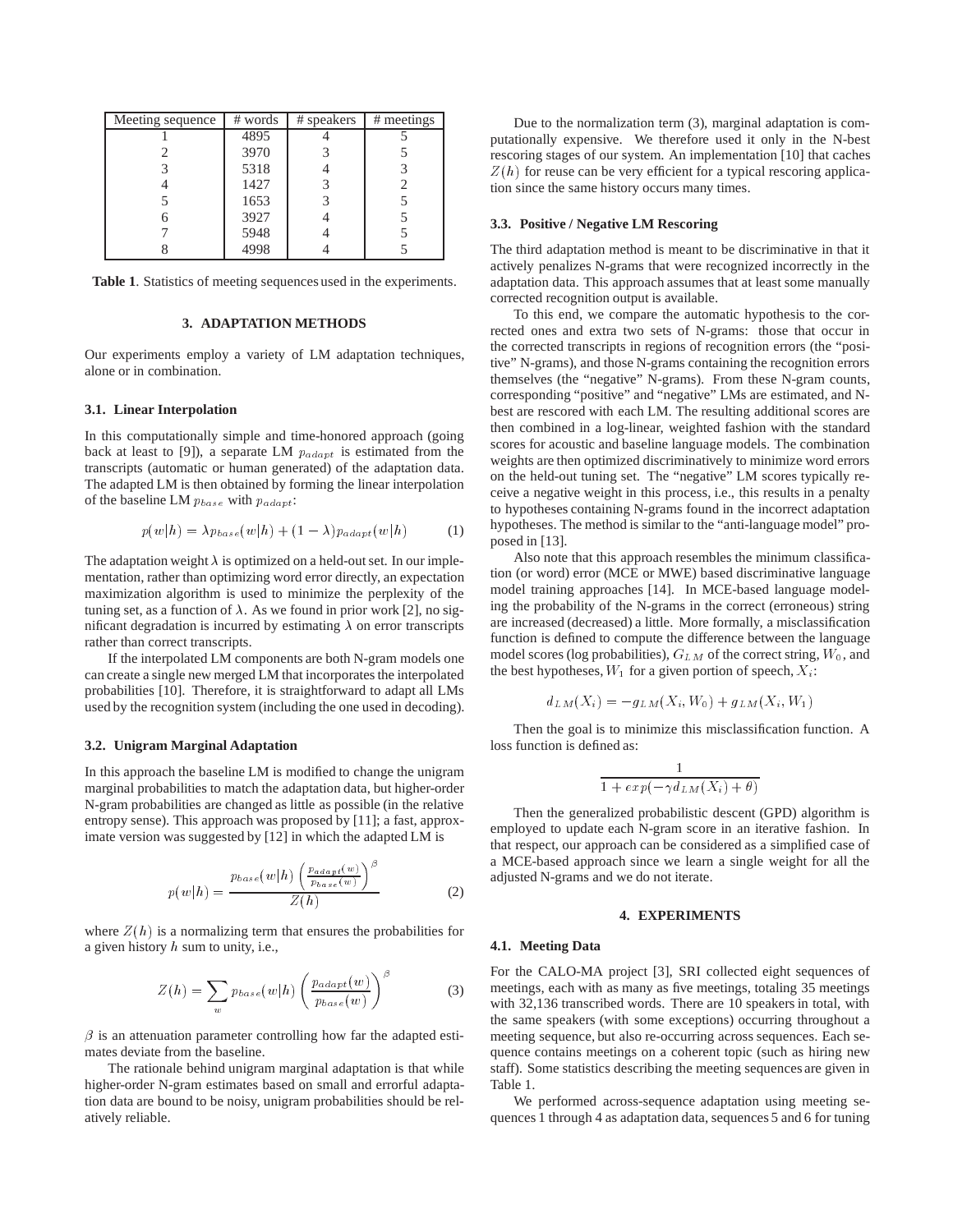| Meeting sequence | # words | # speakers | # meetings |
| --- | --- | --- | --- |
| 1 | 4895 | 4 | 5 |
| 2 | 3970 | 3 | 5 |
| 3 | 5318 | 4 | 3 |
| 4 | 1427 | 3 | 2 |
| 5 | 1653 | 3 | 5 |
| 6 | 3927 | 4 | 5 |
| 7 | 5948 | 4 | 5 |
| 8 | 4998 | 4 | 5 |

**Table 1**. Statistics of meeting sequences used in the experiments.

## 3. ADAPTATION METHODS

Our experiments employ a variety of LM adaptation techniques, alone or in combination.

### 3.1. Linear Interpolation

In this computationally simple and time-honored approach (going back at least to [9]), a separate LM $p_{adapt}$ is estimated from the transcripts (automatic or human generated) of the adaptation data. The adapted LM is then obtained by forming the linear interpolation of the baseline LM $p_{base}$ with $p_{adapt}$:

$$p(w|h) = \lambda p_{base}(w|h) + (1 - \lambda) p_{adapt}(w|h) \quad (1)$$

The adaptation weight $\lambda$ is optimized on a held-out set. In our implementation, rather than optimizing word error directly, an expectation maximization algorithm is used to minimize the perplexity of the tuning set, as a function of $\lambda$. As we found in prior work [2], no significant degradation is incurred by estimating $\lambda$ on error transcripts rather than correct transcripts.

If the interpolated LM components are both N-gram models one can create a single new merged LM that incorporates the interpolated probabilities [10]. Therefore, it is straightforward to adapt all LMs used by the recognition system (including the one used in decoding).

### 3.2. Unigram Marginal Adaptation

In this approach the baseline LM is modified to change the unigram marginal probabilities to match the adaptation data, but higher-order N-gram probabilities are changed as little as possible (in the relative entropy sense). This approach was proposed by [11]; a fast, approximate version was suggested by [12] in which the adapted LM is

$$p(w|h) = \frac{p_{base}(w|h)\left(\frac{p_{adapt}(w)}{p_{base}(w)}\right)^{\beta}}{Z(h)} \quad (2)$$

where $Z(h)$ is a normalizing term that ensures the probabilities for a given history $h$ sum to unity, i.e.,

$$Z(h) = \sum_{w} p_{base}(w|h)\left(\frac{p_{adapt}(w)}{p_{base}(w)}\right)^{\beta} \quad (3)$$

$\beta$ is an attenuation parameter controlling how far the adapted estimates deviate from the baseline.

The rationale behind unigram marginal adaptation is that while higher-order N-gram estimates based on small and errorful adaptation data are bound to be noisy, unigram probabilities should be relatively reliable.

Due to the normalization term (3), marginal adaptation is computationally expensive. We therefore used it only in the N-best rescoring stages of our system. An implementation [10] that caches $Z(h)$ for reuse can be very efficient for a typical rescoring application since the same history occurs many times.

### 3.3. Positive / Negative LM Rescoring

The third adaptation method is meant to be discriminative in that it actively penalizes N-grams that were recognized incorrectly in the adaptation data. This approach assumes that at least some manually corrected recognition output is available.

To this end, we compare the automatic hypothesis to the corrected ones and extra two sets of N-grams: those that occur in the corrected transcripts in regions of recognition errors (the "positive" N-grams), and those N-grams containing the recognition errors themselves (the "negative" N-grams). From these N-gram counts, corresponding "positive" and "negative" LMs are estimated, and N-best are rescored with each LM. The resulting additional scores are then combined in a log-linear, weighted fashion with the standard scores for acoustic and baseline language models. The combination weights are then optimized discriminatively to minimize word errors on the held-out tuning set. The "negative" LM scores typically receive a negative weight in this process, i.e., this results in a penalty to hypotheses containing N-grams found in the incorrect adaptation hypotheses. The method is similar to the "anti-language model" proposed in [13].

Also note that this approach resembles the minimum classification (or word) error (MCE or MWE) based discriminative language model training approaches [14]. In MCE-based language modeling the probability of the N-grams in the correct (erroneous) string are increased (decreased) a little. More formally, a misclassification function is defined to compute the difference between the language model scores (log probabilities), $G_{LM}$ of the correct string, $W_0$, and the best hypotheses, $W_1$ for a given portion of speech, $X_i$:

$$d_{LM}(X_i) = -g_{LM}(X_i, W_0) + g_{LM}(X_i, W_1)$$

Then the goal is to minimize this misclassification function. A loss function is defined as:

$$\frac{1}{1 + exp(-\gamma d_{LM}(X_i) + \theta)}$$

Then the generalized probabilistic descent (GPD) algorithm is employed to update each N-gram score in an iterative fashion. In that respect, our approach can be considered as a simplified case of a MCE-based approach since we learn a single weight for all the adjusted N-grams and we do not iterate.

## 4. EXPERIMENTS

### 4.1. Meeting Data

For the CALO-MA project [3], SRI collected eight sequences of meetings, each with as many as five meetings, totaling 35 meetings with 32,136 transcribed words. There are 10 speakers in total, with the same speakers (with some exceptions) occurring throughout a meeting sequence, but also re-occurring across sequences. Each sequence contains meetings on a coherent topic (such as hiring new staff). Some statistics describing the meeting sequences are given in Table 1.

We performed across-sequence adaptation using meeting sequences 1 through 4 as adaptation data, sequences 5 and 6 for tuning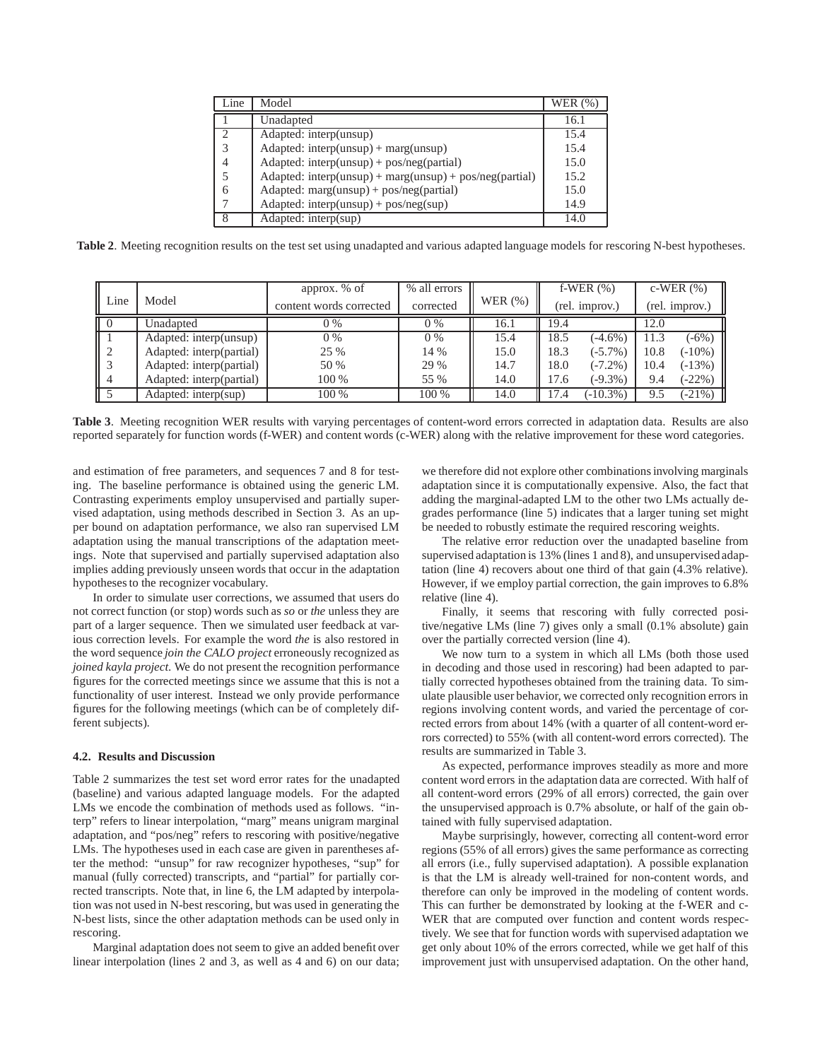| Line | Model | WER (%) |
|---|---|---|
| 1 | Unadapted | 16.1 |
| 2 | Adapted: interp(unsup) | 15.4 |
| 3 | Adapted: interp(unsup) + marg(unsup) | 15.4 |
| 4 | Adapted: interp(unsup) + pos/neg(partial) | 15.0 |
| 5 | Adapted: interp(unsup) + marg(unsup) + pos/neg(partial) | 15.2 |
| 6 | Adapted: marg(unsup) + pos/neg(partial) | 15.0 |
| 7 | Adapted: interp(unsup) + pos/neg(sup) | 14.9 |
| 8 | Adapted: interp(sup) | 14.0 |

**Table 2**. Meeting recognition results on the test set using unadapted and various adapted language models for rescoring N-best hypotheses.

| Line | Model | approx. % of content words corrected | % all errors corrected | WER (%) | f-WER (%) | (rel. improv.) | c-WER (%) | (rel. improv.) |
|---|---|---|---|---|---|---|---|---|
| 0 | Unadapted | 0 % | 0 % | 16.1 | 19.4 | | 12.0 | |
| 1 | Adapted: interp(unsup) | 0 % | 0 % | 15.4 | 18.5 | (-4.6%) | 11.3 | (-6%) |
| 2 | Adapted: interp(partial) | 25 % | 14 % | 15.0 | 18.3 | (-5.7%) | 10.8 | (-10%) |
| 3 | Adapted: interp(partial) | 50 % | 29 % | 14.7 | 18.0 | (-7.2%) | 10.4 | (-13%) |
| 4 | Adapted: interp(partial) | 100 % | 55 % | 14.0 | 17.6 | (-9.3%) | 9.4 | (-22%) |
| 5 | Adapted: interp(sup) | 100 % | 100 % | 14.0 | 17.4 | (-10.3%) | 9.5 | (-21%) |

**Table 3**. Meeting recognition WER results with varying percentages of content-word errors corrected in adaptation data. Results are also reported separately for function words (f-WER) and content words (c-WER) along with the relative improvement for these word categories.

and estimation of free parameters, and sequences 7 and 8 for testing. The baseline performance is obtained using the generic LM. Contrasting experiments employ unsupervised and partially supervised adaptation, using methods described in Section 3. As an upper bound on adaptation performance, we also ran supervised LM adaptation using the manual transcriptions of the adaptation meetings. Note that supervised and partially supervised adaptation also implies adding previously unseen words that occur in the adaptation hypotheses to the recognizer vocabulary.

In order to simulate user corrections, we assumed that users do not correct function (or stop) words such as *so* or *the* unless they are part of a larger sequence. Then we simulated user feedback at various correction levels. For example the word *the* is also restored in the word sequence *join the CALO project* erroneously recognized as *joined kayla project*. We do not present the recognition performance figures for the corrected meetings since we assume that this is not a functionality of user interest. Instead we only provide performance figures for the following meetings (which can be of completely different subjects).

### 4.2. Results and Discussion

Table 2 summarizes the test set word error rates for the unadapted (baseline) and various adapted language models. For the adapted LMs we encode the combination of methods used as follows. "interp" refers to linear interpolation, "marg" means unigram marginal adaptation, and "pos/neg" refers to rescoring with positive/negative LMs. The hypotheses used in each case are given in parentheses after the method: "unsup" for raw recognizer hypotheses, "sup" for manual (fully corrected) transcripts, and "partial" for partially corrected transcripts. Note that, in line 6, the LM adapted by interpolation was not used in N-best rescoring, but was used in generating the N-best lists, since the other adaptation methods can be used only in rescoring.

Marginal adaptation does not seem to give an added benefit over linear interpolation (lines 2 and 3, as well as 4 and 6) on our data; we therefore did not explore other combinations involving marginals adaptation since it is computationally expensive. Also, the fact that adding the marginal-adapted LM to the other two LMs actually degrades performance (line 5) indicates that a larger tuning set might be needed to robustly estimate the required rescoring weights.

The relative error reduction over the unadapted baseline from supervised adaptation is 13% (lines 1 and 8), and unsupervised adaptation (line 4) recovers about one third of that gain (4.3% relative). However, if we employ partial correction, the gain improves to 6.8% relative (line 4).

Finally, it seems that rescoring with fully corrected positive/negative LMs (line 7) gives only a small (0.1% absolute) gain over the partially corrected version (line 4).

We now turn to a system in which all LMs (both those used in decoding and those used in rescoring) had been adapted to partially corrected hypotheses obtained from the training data. To simulate plausible user behavior, we corrected only recognition errors in regions involving content words, and varied the percentage of corrected errors from about 14% (with a quarter of all content-word errors corrected) to 55% (with all content-word errors corrected). The results are summarized in Table 3.

As expected, performance improves steadily as more and more content word errors in the adaptation data are corrected. With half of all content-word errors (29% of all errors) corrected, the gain over the unsupervised approach is 0.7% absolute, or half of the gain obtained with fully supervised adaptation.

Maybe surprisingly, however, correcting all content-word error regions (55% of all errors) gives the same performance as correcting all errors (i.e., fully supervised adaptation). A possible explanation is that the LM is already well-trained for non-content words, and therefore can only be improved in the modeling of content words. This can further be demonstrated by looking at the f-WER and c-WER that are computed over function and content words respectively. We see that for function words with supervised adaptation we get only about 10% of the errors corrected, while we get half of this improvement just with unsupervised adaptation. On the other hand,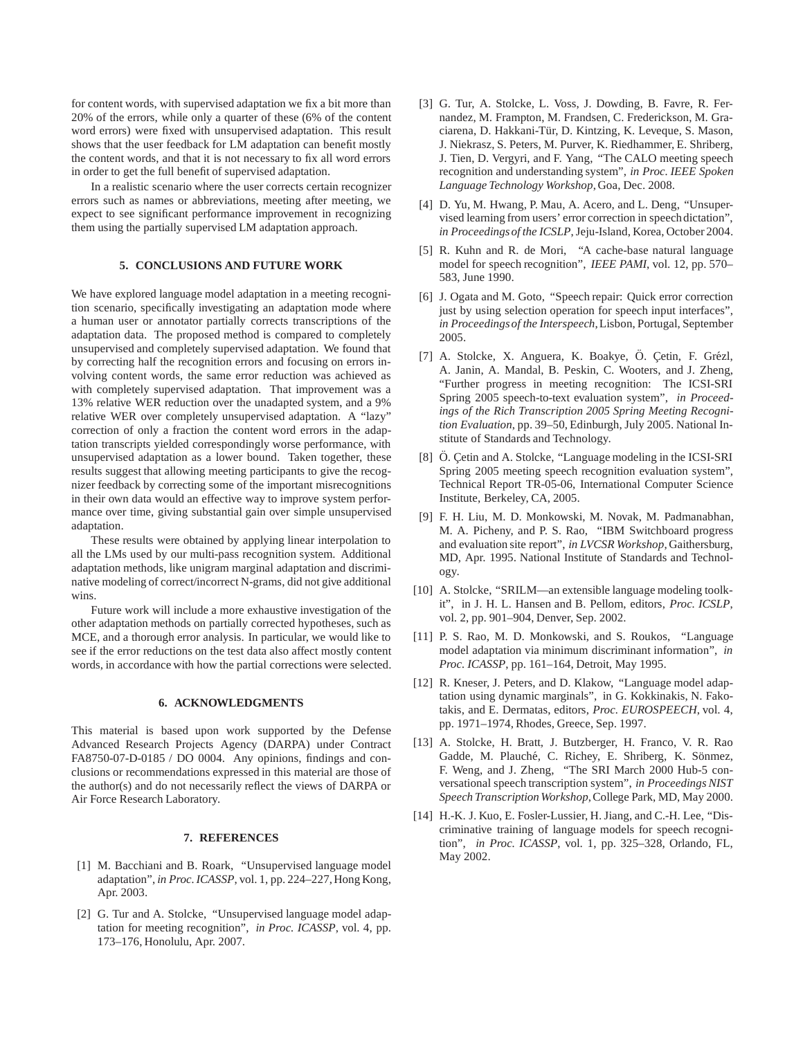for content words, with supervised adaptation we fix a bit more than 20% of the errors, while only a quarter of these (6% of the content word errors) were fixed with unsupervised adaptation. This result shows that the user feedback for LM adaptation can benefit mostly the content words, and that it is not necessary to fix all word errors in order to get the full benefit of supervised adaptation.

In a realistic scenario where the user corrects certain recognizer errors such as names or abbreviations, meeting after meeting, we expect to see significant performance improvement in recognizing them using the partially supervised LM adaptation approach.

## 5. CONCLUSIONS AND FUTURE WORK

We have explored language model adaptation in a meeting recognition scenario, specifically investigating an adaptation mode where a human user or annotator partially corrects transcriptions of the adaptation data. The proposed method is compared to completely unsupervised and completely supervised adaptation. We found that by correcting half the recognition errors and focusing on errors involving content words, the same error reduction was achieved as with completely supervised adaptation. That improvement was a 13% relative WER reduction over the unadapted system, and a 9% relative WER over completely unsupervised adaptation. A "lazy" correction of only a fraction the content word errors in the adaptation transcripts yielded correspondingly worse performance, with unsupervised adaptation as a lower bound. Taken together, these results suggest that allowing meeting participants to give the recognizer feedback by correcting some of the important misrecognitions in their own data would an effective way to improve system performance over time, giving substantial gain over simple unsupervised adaptation.

These results were obtained by applying linear interpolation to all the LMs used by our multi-pass recognition system. Additional adaptation methods, like unigram marginal adaptation and discriminative modeling of correct/incorrect N-grams, did not give additional wins.

Future work will include a more exhaustive investigation of the other adaptation methods on partially corrected hypotheses, such as MCE, and a thorough error analysis. In particular, we would like to see if the error reductions on the test data also affect mostly content words, in accordance with how the partial corrections were selected.

## 6. ACKNOWLEDGMENTS

This material is based upon work supported by the Defense Advanced Research Projects Agency (DARPA) under Contract FA8750-07-D-0185 / DO 0004. Any opinions, findings and conclusions or recommendations expressed in this material are those of the author(s) and do not necessarily reflect the views of DARPA or Air Force Research Laboratory.

## 7. REFERENCES

[1] M. Bacchiani and B. Roark, "Unsupervised language model adaptation", *in Proc. ICASSP*, vol. 1, pp. 224–227, Hong Kong, Apr. 2003.

[2] G. Tur and A. Stolcke, "Unsupervised language model adaptation for meeting recognition", *in Proc. ICASSP*, vol. 4, pp. 173–176, Honolulu, Apr. 2007.

[3] G. Tur, A. Stolcke, L. Voss, J. Dowding, B. Favre, R. Fernandez, M. Frampton, M. Frandsen, C. Frederickson, M. Graciarena, D. Hakkani-Tür, D. Kintzing, K. Leveque, S. Mason, J. Niekrasz, S. Peters, M. Purver, K. Riedhammer, E. Shriberg, J. Tien, D. Vergyri, and F. Yang, "The CALO meeting speech recognition and understanding system", *in Proc. IEEE Spoken Language Technology Workshop*, Goa, Dec. 2008.

[4] D. Yu, M. Hwang, P. Mau, A. Acero, and L. Deng, "Unsupervised learning from users' error correction in speech dictation", *in Proceedings of the ICSLP*, Jeju-Island, Korea, October 2004.

[5] R. Kuhn and R. de Mori, "A cache-base natural language model for speech recognition", *IEEE PAMI*, vol. 12, pp. 570–583, June 1990.

[6] J. Ogata and M. Goto, "Speech repair: Quick error correction just by using selection operation for speech input interfaces", *in Proceedings of the Interspeech*, Lisbon, Portugal, September 2005.

[7] A. Stolcke, X. Anguera, K. Boakye, Ö. Çetin, F. Grézl, A. Janin, A. Mandal, B. Peskin, C. Wooters, and J. Zheng, "Further progress in meeting recognition: The ICSI-SRI Spring 2005 speech-to-text evaluation system", *in Proceedings of the Rich Transcription 2005 Spring Meeting Recognition Evaluation*, pp. 39–50, Edinburgh, July 2005. National Institute of Standards and Technology.

[8] Ö. Çetin and A. Stolcke, "Language modeling in the ICSI-SRI Spring 2005 meeting speech recognition evaluation system", Technical Report TR-05-06, International Computer Science Institute, Berkeley, CA, 2005.

[9] F. H. Liu, M. D. Monkowski, M. Novak, M. Padmanabhan, M. A. Picheny, and P. S. Rao, "IBM Switchboard progress and evaluation site report", *in LVCSR Workshop*, Gaithersburg, MD, Apr. 1995. National Institute of Standards and Technology.

[10] A. Stolcke, "SRILM—an extensible language modeling toolkit", in J. H. L. Hansen and B. Pellom, editors, *Proc. ICSLP*, vol. 2, pp. 901–904, Denver, Sep. 2002.

[11] P. S. Rao, M. D. Monkowski, and S. Roukos, "Language model adaptation via minimum discriminant information", *in Proc. ICASSP*, pp. 161–164, Detroit, May 1995.

[12] R. Kneser, J. Peters, and D. Klakow, "Language model adaptation using dynamic marginals", in G. Kokkinakis, N. Fakotakis, and E. Dermatas, editors, *Proc. EUROSPEECH*, vol. 4, pp. 1971–1974, Rhodes, Greece, Sep. 1997.

[13] A. Stolcke, H. Bratt, J. Butzberger, H. Franco, V. R. Rao Gadde, M. Plauché, C. Richey, E. Shriberg, K. Sönmez, F. Weng, and J. Zheng, "The SRI March 2000 Hub-5 conversational speech transcription system", *in Proceedings NIST Speech Transcription Workshop*, College Park, MD, May 2000.

[14] H.-K. J. Kuo, E. Fosler-Lussier, H. Jiang, and C.-H. Lee, "Discriminative training of language models for speech recognition", *in Proc. ICASSP*, vol. 1, pp. 325–328, Orlando, FL, May 2002.